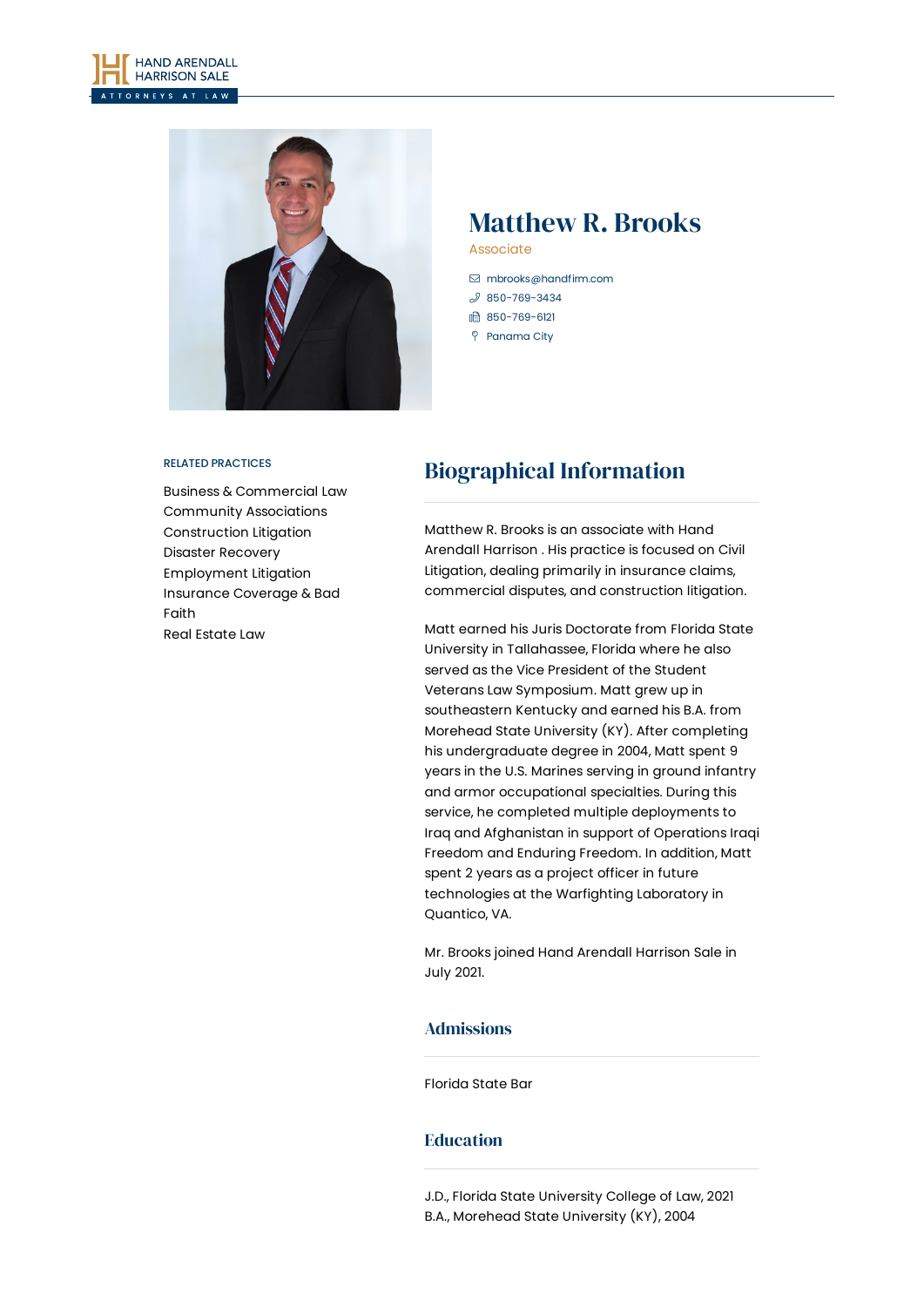# Matthew R. Brooks

Associate

- mbrooks@handfirm.com
- 850-769-3434
- 850-769-6121
- Panama City

RELATED PRACTICES

- Business & Commercial Law
- Community Associations
- Construction Litigation
- Disaster Recovery
- Employment Litigation
- Insurance Coverage & Bad Faith
- Real Estate Law

## Biographical Information

Matthew R. Brooks is an associate with Hand Arendall Harrison . His practice is focused on Civil Litigation, dealing primarily in insurance claims, commercial disputes, and construction litigation.

Matt earned his Juris Doctorate from Florida State University in Tallahassee, Florida where he also served as the Vice President of the Student Veterans Law Symposium. Matt grew up in southeastern Kentucky and earned his B.A. from Morehead State University (KY). After completing his undergraduate degree in 2004, Matt spent 9 years in the U.S. Marines serving in ground infantry and armor occupational specialties. During this service, he completed multiple deployments to Iraq and Afghanistan in support of Operations Iraqi Freedom and Enduring Freedom. In addition, Matt spent 2 years as a project officer in future technologies at the Warfighting Laboratory in Quantico, VA.

Mr. Brooks joined Hand Arendall Harrison Sale in July 2021.

### Admissions

Florida State Bar

### Education

J.D., Florida State University College of Law, 2021
B.A., Morehead State University (KY), 2004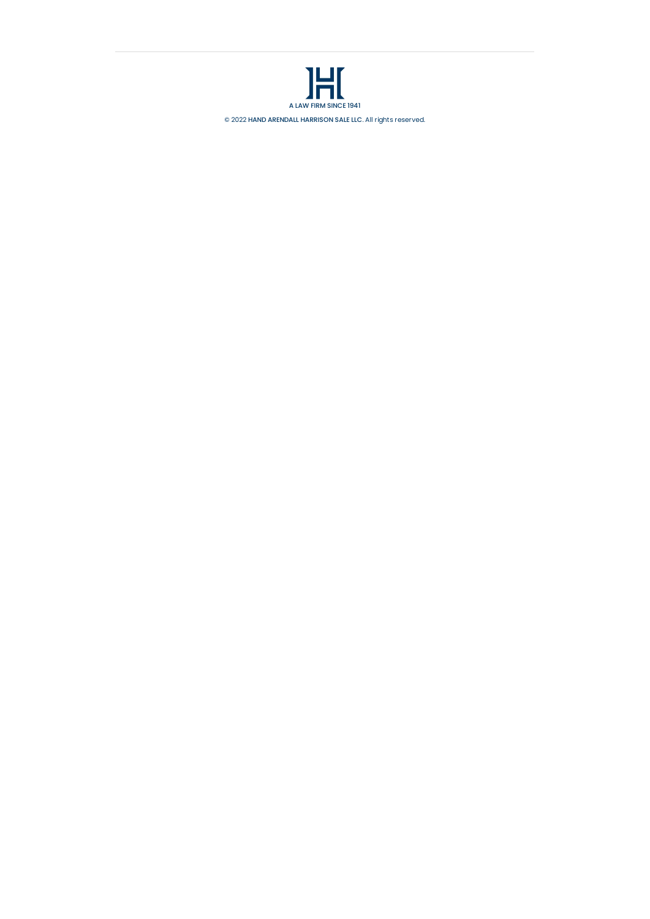A LAW FIRM SINCE 1941

© 2022 HAND ARENDALL HARRISON SALE LLC. All rights reserved.